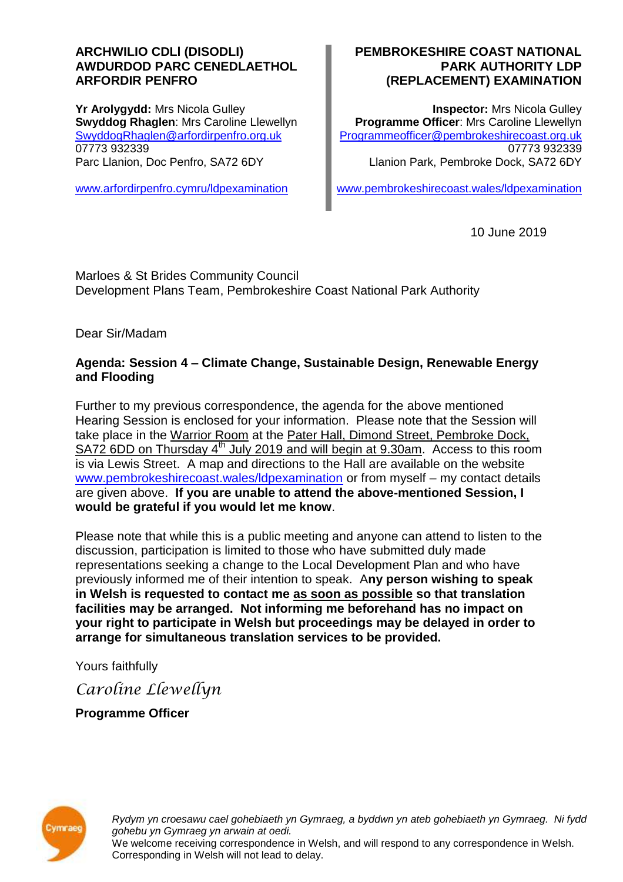**ARCHWILIO CDLl (DISODLI) AWDURDOD PARC CENEDLAETHOL ARFORDIR PENFRO**

**Yr Arolygydd:** Mrs Nicola Gulley
**Swyddog Rhaglen**: Mrs Caroline Llewellyn
SwyddogRhaglen@arfordirpenfro.org.uk
07773 932339
Parc Llanion, Doc Penfro, SA72 6DY

www.arfordirpenfro.cymru/ldpexamination

**PEMBROKESHIRE COAST NATIONAL PARK AUTHORITY LDP (REPLACEMENT) EXAMINATION**

**Inspector:** Mrs Nicola Gulley
**Programme Officer**: Mrs Caroline Llewellyn
Programmeofficer@pembrokeshirecoast.org.uk
07773 932339
Llanion Park, Pembroke Dock, SA72 6DY

www.pembrokeshirecoast.wales/ldpexamination

10 June 2019

Marloes & St Brides Community Council
Development Plans Team, Pembrokeshire Coast National Park Authority

Dear Sir/Madam

**Agenda: Session 4 – Climate Change, Sustainable Design, Renewable Energy and Flooding**

Further to my previous correspondence, the agenda for the above mentioned Hearing Session is enclosed for your information. Please note that the Session will take place in the Warrior Room at the Pater Hall, Dimond Street, Pembroke Dock, SA72 6DD on Thursday 4th July 2019 and will begin at 9.30am. Access to this room is via Lewis Street. A map and directions to the Hall are available on the website www.pembrokeshirecoast.wales/ldpexamination or from myself – my contact details are given above. **If you are unable to attend the above-mentioned Session, I would be grateful if you would let me know**.

Please note that while this is a public meeting and anyone can attend to listen to the discussion, participation is limited to those who have submitted duly made representations seeking a change to the Local Development Plan and who have previously informed me of their intention to speak. A**ny person wishing to speak in Welsh is requested to contact me as soon as possible so that translation facilities may be arranged. Not informing me beforehand has no impact on your right to participate in Welsh but proceedings may be delayed in order to arrange for simultaneous translation services to be provided.**

Yours faithfully

*Caroline Llewellyn*

**Programme Officer**

Cymraeg

*Rydym yn croesawu cael gohebiaeth yn Gymraeg, a byddwn yn ateb gohebiaeth yn Gymraeg. Ni fydd gohebu yn Gymraeg yn arwain at oedi.*
We welcome receiving correspondence in Welsh, and will respond to any correspondence in Welsh. Corresponding in Welsh will not lead to delay.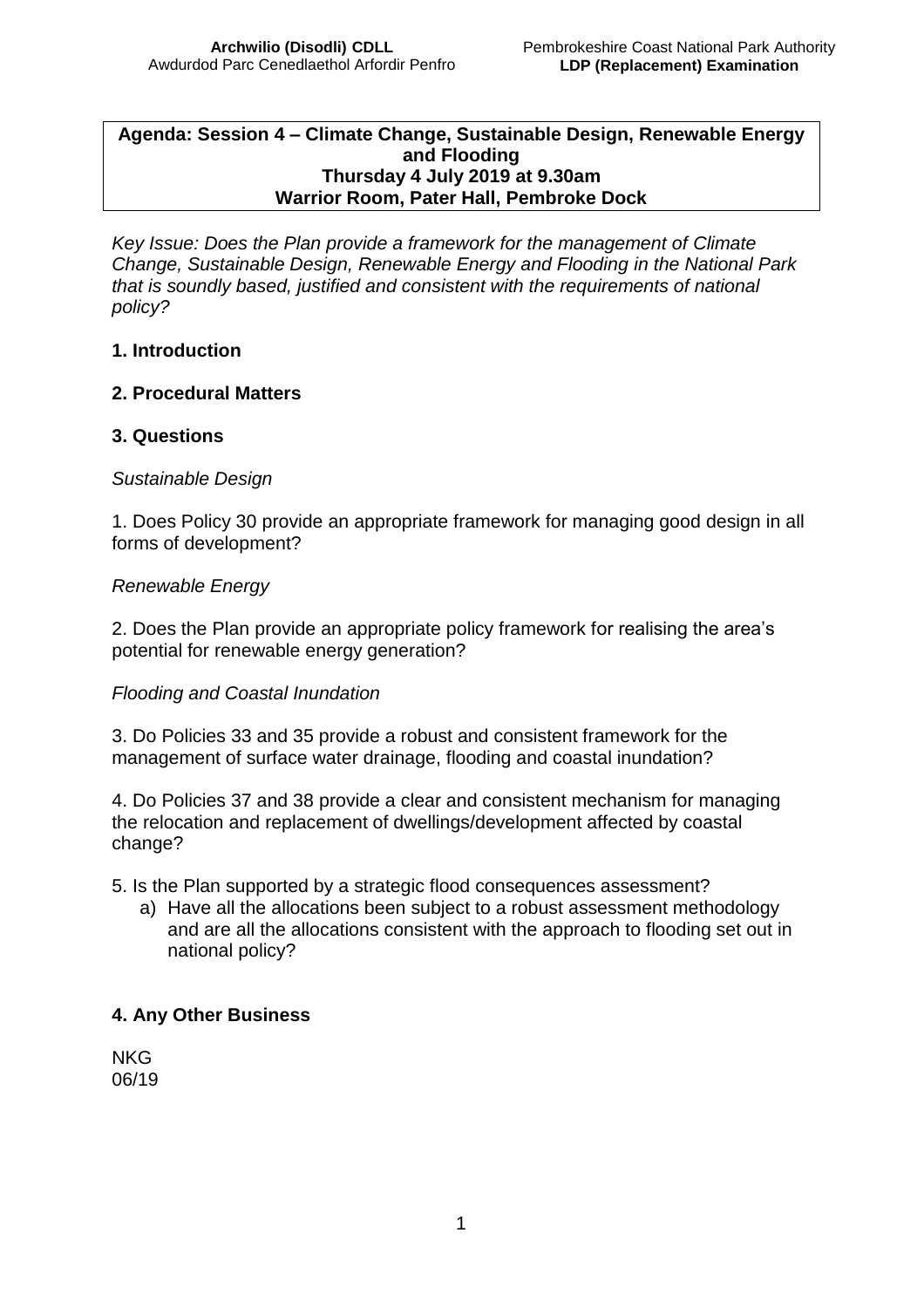**Agenda: Session 4 – Climate Change, Sustainable Design, Renewable Energy and Flooding**
**Thursday 4 July 2019 at 9.30am**
**Warrior Room, Pater Hall, Pembroke Dock**

*Key Issue: Does the Plan provide a framework for the management of Climate Change, Sustainable Design, Renewable Energy and Flooding in the National Park that is soundly based, justified and consistent with the requirements of national policy?*

## 1. Introduction

## 2. Procedural Matters

## 3. Questions

*Sustainable Design*

1. Does Policy 30 provide an appropriate framework for managing good design in all forms of development?

*Renewable Energy*

2. Does the Plan provide an appropriate policy framework for realising the area's potential for renewable energy generation?

*Flooding and Coastal Inundation*

3. Do Policies 33 and 35 provide a robust and consistent framework for the management of surface water drainage, flooding and coastal inundation?

4. Do Policies 37 and 38 provide a clear and consistent mechanism for managing the relocation and replacement of dwellings/development affected by coastal change?

5. Is the Plan supported by a strategic flood consequences assessment?
   a) Have all the allocations been subject to a robust assessment methodology and are all the allocations consistent with the approach to flooding set out in national policy?

## 4. Any Other Business

NKG
06/19